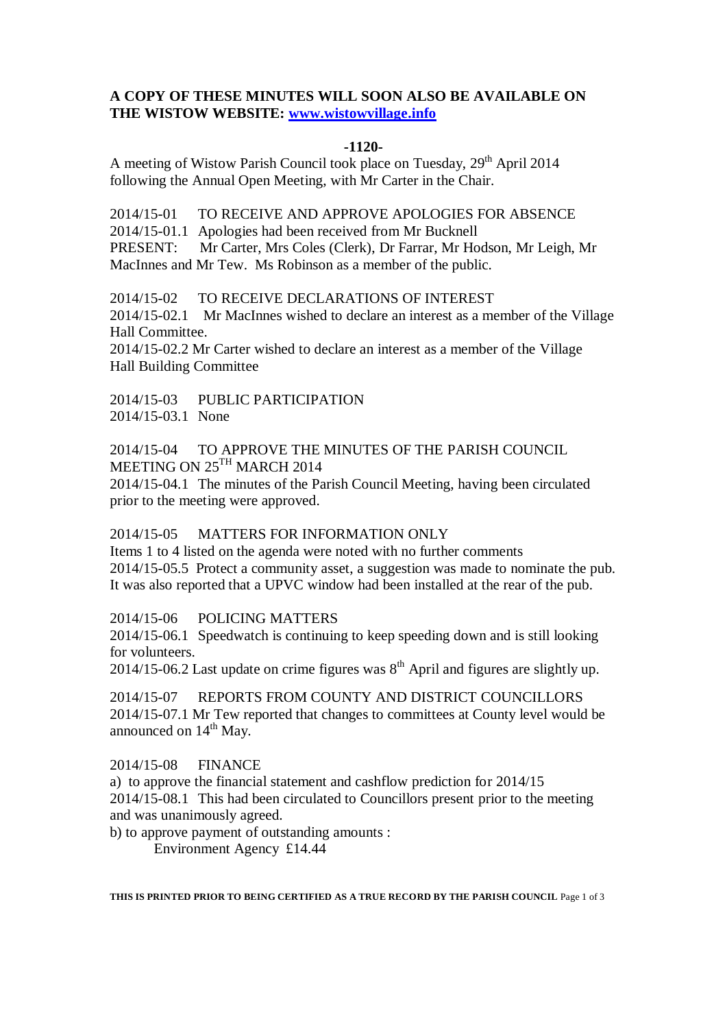**A COPY OF THESE MINUTES WILL SOON ALSO BE AVAILABLE ON THE WISTOW WEBSITE: [www.wistowvillage.info](http://www.wistowvillage.info)**

**-1120-**

A meeting of Wistow Parish Council took place on Tuesday, 29th April 2014 following the Annual Open Meeting, with Mr Carter in the Chair.

2014/15-01 TO RECEIVE AND APPROVE APOLOGIES FOR ABSENCE

2014/15-01.1 Apologies had been received from Mr Bucknell

PRESENT: Mr Carter, Mrs Coles (Clerk), Dr Farrar, Mr Hodson, Mr Leigh, Mr MacInnes and Mr Tew. Ms Robinson as a member of the public.

2014/15-02 TO RECEIVE DECLARATIONS OF INTEREST

2014/15-02.1 Mr MacInnes wished to declare an interest as a member of the Village Hall Committee.

2014/15-02.2 Mr Carter wished to declare an interest as a member of the Village Hall Building Committee

2014/15-03 PUBLIC PARTICIPATION

2014/15-03.1 None

2014/15-04 TO APPROVE THE MINUTES OF THE PARISH COUNCIL MEETING ON 25TH MARCH 2014

2014/15-04.1 The minutes of the Parish Council Meeting, having been circulated prior to the meeting were approved.

2014/15-05 MATTERS FOR INFORMATION ONLY

Items 1 to 4 listed on the agenda were noted with no further comments

2014/15-05.5 Protect a community asset, a suggestion was made to nominate the pub. It was also reported that a UPVC window had been installed at the rear of the pub.

2014/15-06 POLICING MATTERS

2014/15-06.1 Speedwatch is continuing to keep speeding down and is still looking for volunteers.

2014/15-06.2 Last update on crime figures was 8th April and figures are slightly up.

2014/15-07 REPORTS FROM COUNTY AND DISTRICT COUNCILLORS

2014/15-07.1 Mr Tew reported that changes to committees at County level would be announced on 14th May.

2014/15-08 FINANCE

a) to approve the financial statement and cashflow prediction for 2014/15

2014/15-08.1 This had been circulated to Councillors present prior to the meeting and was unanimously agreed.

b) to approve payment of outstanding amounts :

Environment Agency £14.44

**THIS IS PRINTED PRIOR TO BEING CERTIFIED AS A TRUE RECORD BY THE PARISH COUNCIL**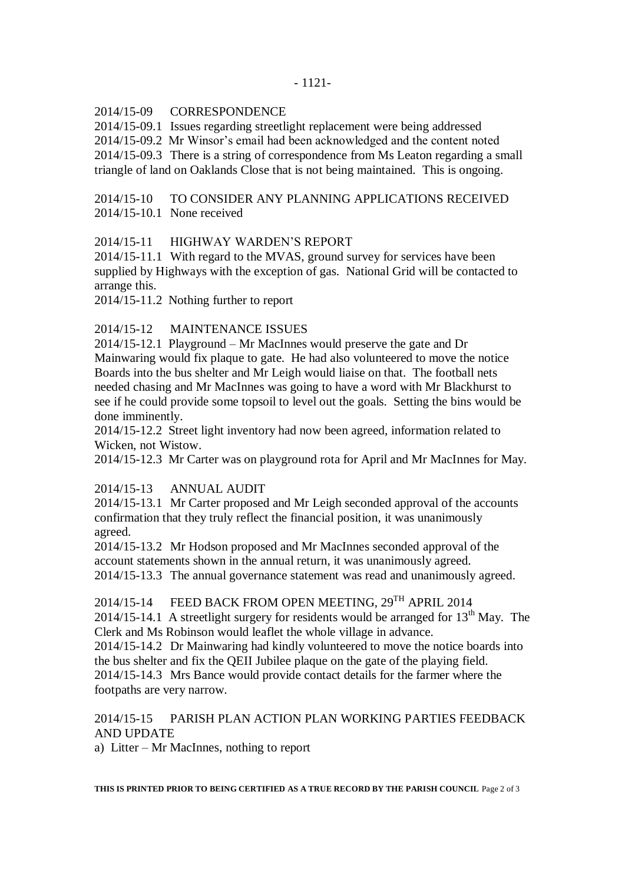2014/15-09 CORRESPONDENCE

2014/15-09.1 Issues regarding streetlight replacement were being addressed

2014/15-09.2 Mr Winsor's email had been acknowledged and the content noted

2014/15-09.3 There is a string of correspondence from Ms Leaton regarding a small triangle of land on Oaklands Close that is not being maintained. This is ongoing.

2014/15-10 TO CONSIDER ANY PLANNING APPLICATIONS RECEIVED

2014/15-10.1 None received

2014/15-11 HIGHWAY WARDEN'S REPORT

2014/15-11.1 With regard to the MVAS, ground survey for services have been supplied by Highways with the exception of gas. National Grid will be contacted to arrange this.

2014/15-11.2 Nothing further to report

2014/15-12 MAINTENANCE ISSUES

2014/15-12.1 Playground – Mr MacInnes would preserve the gate and Dr Mainwaring would fix plaque to gate. He had also volunteered to move the notice Boards into the bus shelter and Mr Leigh would liaise on that. The football nets needed chasing and Mr MacInnes was going to have a word with Mr Blackhurst to see if he could provide some topsoil to level out the goals. Setting the bins would be done imminently.

2014/15-12.2 Street light inventory had now been agreed, information related to Wicken, not Wistow.

2014/15-12.3 Mr Carter was on playground rota for April and Mr MacInnes for May.

2014/15-13 ANNUAL AUDIT

2014/15-13.1 Mr Carter proposed and Mr Leigh seconded approval of the accounts confirmation that they truly reflect the financial position, it was unanimously agreed.

2014/15-13.2 Mr Hodson proposed and Mr MacInnes seconded approval of the account statements shown in the annual return, it was unanimously agreed.

2014/15-13.3 The annual governance statement was read and unanimously agreed.

2014/15-14 FEED BACK FROM OPEN MEETING, 29TH APRIL 2014

2014/15-14.1 A streetlight surgery for residents would be arranged for 13th May. The Clerk and Ms Robinson would leaflet the whole village in advance.

2014/15-14.2 Dr Mainwaring had kindly volunteered to move the notice boards into the bus shelter and fix the QEII Jubilee plaque on the gate of the playing field.

2014/15-14.3 Mrs Bance would provide contact details for the farmer where the footpaths are very narrow.

2014/15-15 PARISH PLAN ACTION PLAN WORKING PARTIES FEEDBACK AND UPDATE

a) Litter – Mr MacInnes, nothing to report

**THIS IS PRINTED PRIOR TO BEING CERTIFIED AS A TRUE RECORD BY THE PARISH COUNCIL**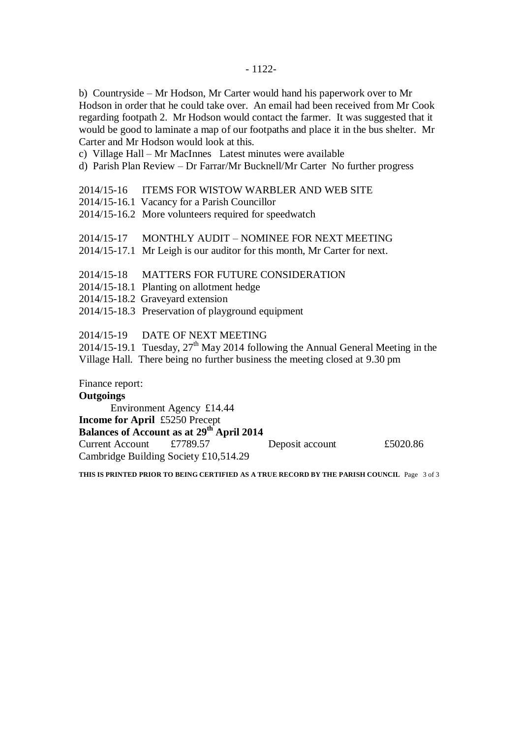b)  Countryside – Mr Hodson, Mr Carter would hand his paperwork over to Mr Hodson in order that he could take over.  An email had been received from Mr Cook regarding footpath 2.  Mr Hodson would contact the farmer.  It was suggested that it would be good to laminate a map of our footpaths and place it in the bus shelter.  Mr Carter and Mr Hodson would look at this.

c)  Village Hall – Mr MacInnes   Latest minutes were available

d)  Parish Plan Review – Dr Farrar/Mr Bucknell/Mr Carter  No further progress

2014/15-16     ITEMS FOR WISTOW WARBLER AND WEB SITE

2014/15-16.1  Vacancy for a Parish Councillor

2014/15-16.2  More volunteers required for speedwatch

2014/15-17     MONTHLY AUDIT – NOMINEE FOR NEXT MEETING

2014/15-17.1  Mr Leigh is our auditor for this month, Mr Carter for next.

2014/15-18     MATTERS FOR FUTURE CONSIDERATION

2014/15-18.1  Planting on allotment hedge

2014/15-18.2  Graveyard extension

2014/15-18.3  Preservation of playground equipment

2014/15-19     DATE OF NEXT MEETING

2014/15-19.1  Tuesday, 27th May 2014 following the Annual General Meeting in the Village Hall.  There being no further business the meeting closed at 9.30 pm

Finance report:

**Outgoings**

Environment Agency  £14.44

**Income for April**  £5250 Precept

**Balances of Account as at 29th April 2014**

Current Account     £7789.57     Deposit account     £5020.86

Cambridge Building Society £10,514.29

**THIS IS PRINTED PRIOR TO BEING CERTIFIED AS A TRUE RECORD BY THE PARISH COUNCIL**